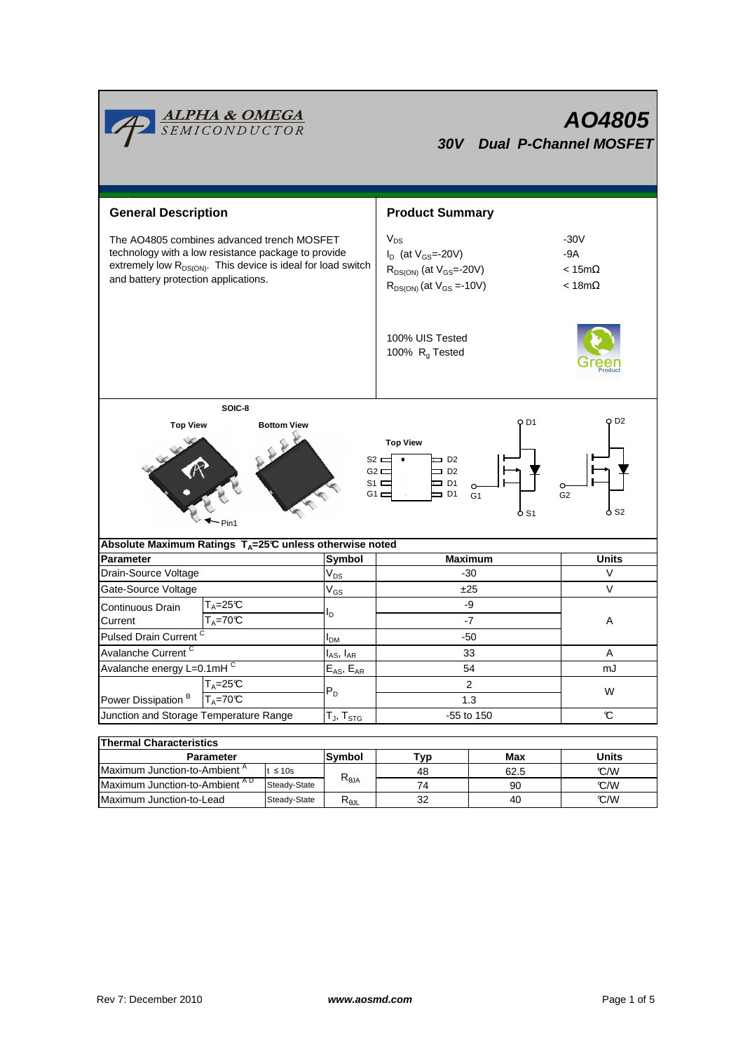# AO4805

## 30V Dual P-Channel MOSFET

## General Description

The AO4805 combines advanced trench MOSFET technology with a low resistance package to provide extremely low $R_{DS(ON)}$. This device is ideal for load switch and battery protection applications.

## Product Summary

| | |
|---|---|
| $V_{DS}$ | -30V |
| $I_D$ (at $V_{GS}$=-20V) | -9A |
| $R_{DS(ON)}$ (at $V_{GS}$=-20V) | < 15mΩ |
| $R_{DS(ON)}$ (at $V_{GS}$ =-10V) | < 18mΩ |

100% UIS Tested
100% $R_g$ Tested

SOIC-8

Top View — Bottom View — Pin1

Top View: S2, G2, S1, G1 / D2, D2, D1, D1

D1, G1, S1 — D2, G2, S2

## Absolute Maximum Ratings $T_A$=25°C unless otherwise noted

| Parameter | | Symbol | Maximum | Units |
|---|---|---|---|---|
| Drain-Source Voltage | | $V_{DS}$ | -30 | V |
| Gate-Source Voltage | | $V_{GS}$ | ±25 | V |
| Continuous Drain Current | $T_A$=25°C | $I_D$ | -9 | A |
| | $T_A$=70°C | | -7 | |
| Pulsed Drain Current [C] | | $I_{DM}$ | -50 | |
| Avalanche Current [C] | | $I_{AS}$, $I_{AR}$ | 33 | A |
| Avalanche energy L=0.1mH [C] | | $E_{AS}$, $E_{AR}$ | 54 | mJ |
| Power Dissipation [B] | $T_A$=25°C | $P_D$ | 2 | W |
| | $T_A$=70°C | | 1.3 | |
| Junction and Storage Temperature Range | | $T_J$, $T_{STG}$ | -55 to 150 | °C |

## Thermal Characteristics

| Parameter | | Symbol | Typ | Max | Units |
|---|---|---|---|---|---|
| Maximum Junction-to-Ambient [A] | t ≤ 10s | $R_{\theta JA}$ | 48 | 62.5 | °C/W |
| Maximum Junction-to-Ambient [A D] | Steady-State | | 74 | 90 | °C/W |
| Maximum Junction-to-Lead | Steady-State | $R_{\theta JL}$ | 32 | 40 | °C/W |

Rev 7: December 2010 www.aosmd.com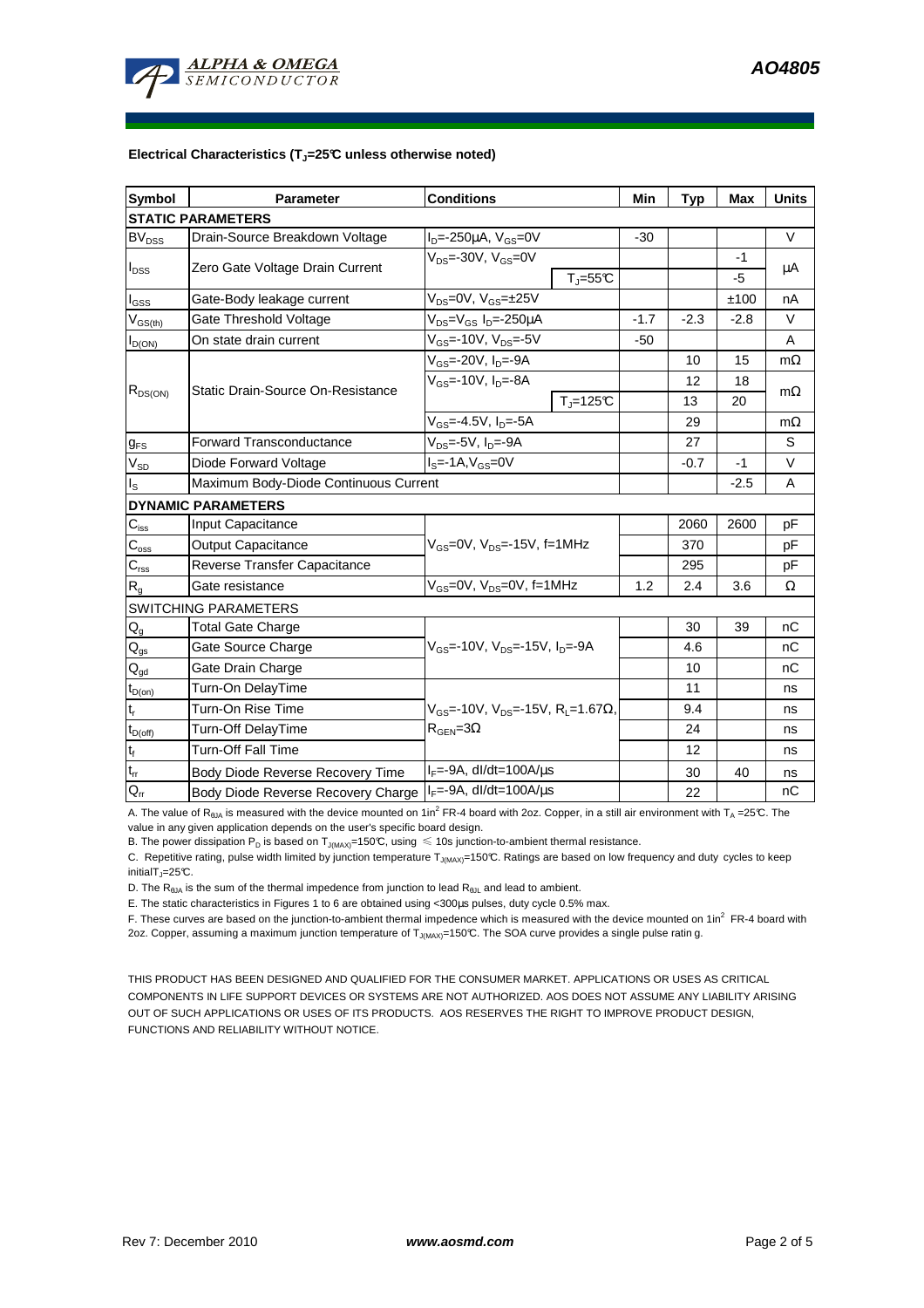### Electrical Characteristics ($T_J$=25°C unless otherwise noted)

| Symbol | Parameter | Conditions | | Min | Typ | Max | Units |
|---|---|---|---|---|---|---|---|
| **STATIC PARAMETERS** | | | | | | | |
| $BV_{DSS}$ | Drain-Source Breakdown Voltage | $I_D$=-250µA, $V_{GS}$=0V | | -30 | | | V |
| $I_{DSS}$ | Zero Gate Voltage Drain Current | $V_{DS}$=-30V, $V_{GS}$=0V | | | | -1 | µA |
| | | | $T_J$=55°C | | | -5 | |
| $I_{GSS}$ | Gate-Body leakage current | $V_{DS}$=0V, $V_{GS}$=±25V | | | | ±100 | nA |
| $V_{GS(th)}$ | Gate Threshold Voltage | $V_{DS}$=$V_{GS}$ $I_D$=-250µA | | -1.7 | -2.3 | -2.8 | V |
| $I_{D(ON)}$ | On state drain current | $V_{GS}$=-10V, $V_{DS}$=-5V | | -50 | | | A |
| $R_{DS(ON)}$ | Static Drain-Source On-Resistance | $V_{GS}$=-20V, $I_D$=-9A | | | 10 | 15 | mΩ |
| | | $V_{GS}$=-10V, $I_D$=-8A | | | 12 | 18 | mΩ |
| | | | $T_J$=125°C | | 13 | 20 | |
| | | $V_{GS}$=-4.5V, $I_D$=-5A | | | 29 | | mΩ |
| $g_{FS}$ | Forward Transconductance | $V_{DS}$=-5V, $I_D$=-9A | | | 27 | | S |
| $V_{SD}$ | Diode Forward Voltage | $I_S$=-1A,$V_{GS}$=0V | | | -0.7 | -1 | V |
| $I_S$ | Maximum Body-Diode Continuous Current | | | | | -2.5 | A |
| **DYNAMIC PARAMETERS** | | | | | | | |
| $C_{iss}$ | Input Capacitance | $V_{GS}$=0V, $V_{DS}$=-15V, f=1MHz | | | 2060 | 2600 | pF |
| $C_{oss}$ | Output Capacitance | | | | 370 | | pF |
| $C_{rss}$ | Reverse Transfer Capacitance | | | | 295 | | pF |
| $R_g$ | Gate resistance | $V_{GS}$=0V, $V_{DS}$=0V, f=1MHz | | 1.2 | 2.4 | 3.6 | Ω |
| SWITCHING PARAMETERS | | | | | | | |
| $Q_g$ | Total Gate Charge | $V_{GS}$=-10V, $V_{DS}$=-15V, $I_D$=-9A | | | 30 | 39 | nC |
| $Q_{gs}$ | Gate Source Charge | | | | 4.6 | | nC |
| $Q_{gd}$ | Gate Drain Charge | | | | 10 | | nC |
| $t_{D(on)}$ | Turn-On DelayTime | $V_{GS}$=-10V, $V_{DS}$=-15V, $R_L$=1.67Ω, $R_{GEN}$=3Ω | | | 11 | | ns |
| $t_r$ | Turn-On Rise Time | | | | 9.4 | | ns |
| $t_{D(off)}$ | Turn-Off DelayTime | | | | 24 | | ns |
| $t_f$ | Turn-Off Fall Time | | | | 12 | | ns |
| $t_{rr}$ | Body Diode Reverse Recovery Time | $I_F$=-9A, dI/dt=100A/µs | | | 30 | 40 | ns |
| $Q_{rr}$ | Body Diode Reverse Recovery Charge | $I_F$=-9A, dI/dt=100A/µs | | | 22 | | nC |

A. The value of $R_{\theta JA}$ is measured with the device mounted on 1in$^2$ FR-4 board with 2oz. Copper, in a still air environment with $T_A$ =25°C. The value in any given application depends on the user's specific board design.

B. The power dissipation $P_D$ is based on $T_{J(MAX)}$=150°C, using ≤ 10s junction-to-ambient thermal resistance.

C. Repetitive rating, pulse width limited by junction temperature $T_{J(MAX)}$=150°C. Ratings are based on low frequency and duty cycles to keep initial $T_J$=25°C.

D. The $R_{\theta JA}$ is the sum of the thermal impedence from junction to lead $R_{\theta JL}$ and lead to ambient.

E. The static characteristics in Figures 1 to 6 are obtained using <300µs pulses, duty cycle 0.5% max.

F. These curves are based on the junction-to-ambient thermal impedence which is measured with the device mounted on 1in$^2$ FR-4 board with 2oz. Copper, assuming a maximum junction temperature of $T_{J(MAX)}$=150°C. The SOA curve provides a single pulse rating.

THIS PRODUCT HAS BEEN DESIGNED AND QUALIFIED FOR THE CONSUMER MARKET. APPLICATIONS OR USES AS CRITICAL COMPONENTS IN LIFE SUPPORT DEVICES OR SYSTEMS ARE NOT AUTHORIZED. AOS DOES NOT ASSUME ANY LIABILITY ARISING OUT OF SUCH APPLICATIONS OR USES OF ITS PRODUCTS. AOS RESERVES THE RIGHT TO IMPROVE PRODUCT DESIGN, FUNCTIONS AND RELIABILITY WITHOUT NOTICE.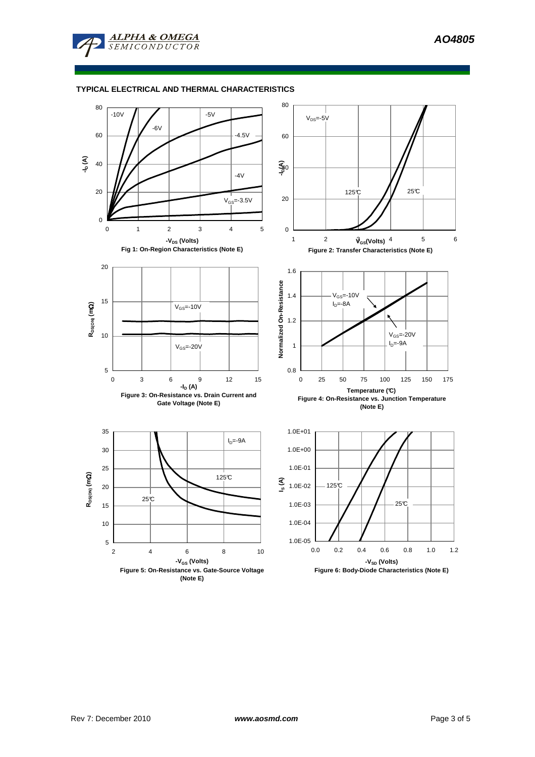## TYPICAL ELECTRICAL AND THERMAL CHARACTERISTICS

Fig 1: On-Region Characteristics (Note E)

Figure 2: Transfer Characteristics (Note E)

Figure 3: On-Resistance vs. Drain Current and Gate Voltage (Note E)

Figure 4: On-Resistance vs. Junction Temperature (Note E)

Figure 5: On-Resistance vs. Gate-Source Voltage (Note E)

Figure 6: Body-Diode Characteristics (Note E)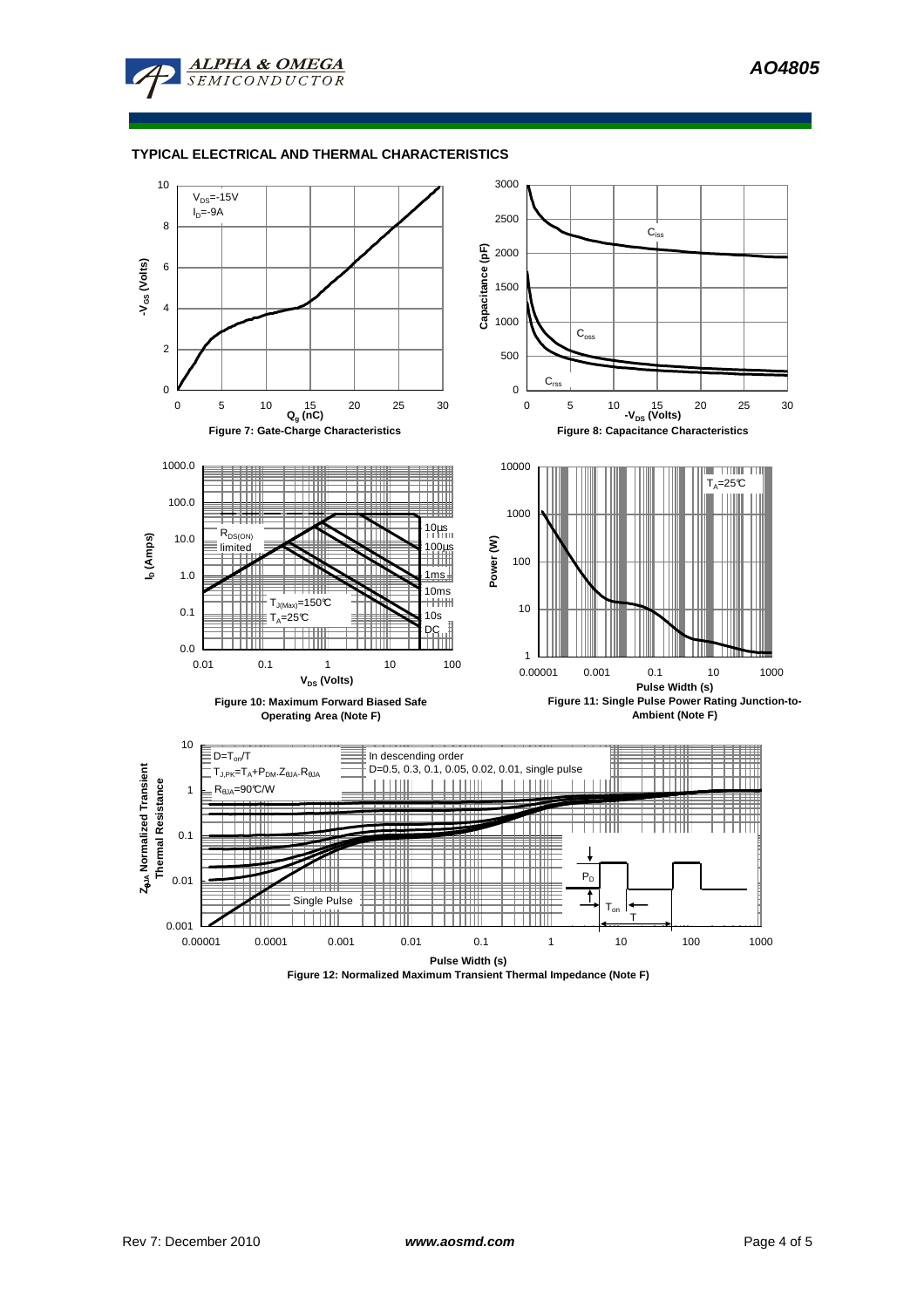## TYPICAL ELECTRICAL AND THERMAL CHARACTERISTICS

$V_{DS}$=-15V
$I_D$=-9A

$-V_{GS}$ (Volts)

$Q_g$ (nC)

Figure 7: Gate-Charge Characteristics

Capacitance (pF)

$C_{iss}$

$C_{oss}$

$C_{rss}$

$-V_{DS}$ (Volts)

Figure 8: Capacitance Characteristics

$I_D$ (Amps)

$R_{DS(ON)}$ limited

10µs

100µs

1ms

10ms

10s

DC

$T_{J(Max)}$=150°C
$T_A$=25°C

$V_{DS}$ (Volts)

Figure 10: Maximum Forward Biased Safe Operating Area (Note F)

Power (W)

$T_A$=25°C

Pulse Width (s)

Figure 11: Single Pulse Power Rating Junction-to-Ambient (Note F)

$Z_{\theta JA}$ Normalized Transient Thermal Resistance

$D=T_{on}/T$
$T_{J,PK}=T_A+P_{DM}.Z_{\theta JA}.R_{\theta JA}$
$R_{\theta JA}$=90°C/W

In descending order
D=0.5, 0.3, 0.1, 0.05, 0.02, 0.01, single pulse

Single Pulse

$P_D$

$T_{on}$

T

Pulse Width (s)

Figure 12: Normalized Maximum Transient Thermal Impedance (Note F)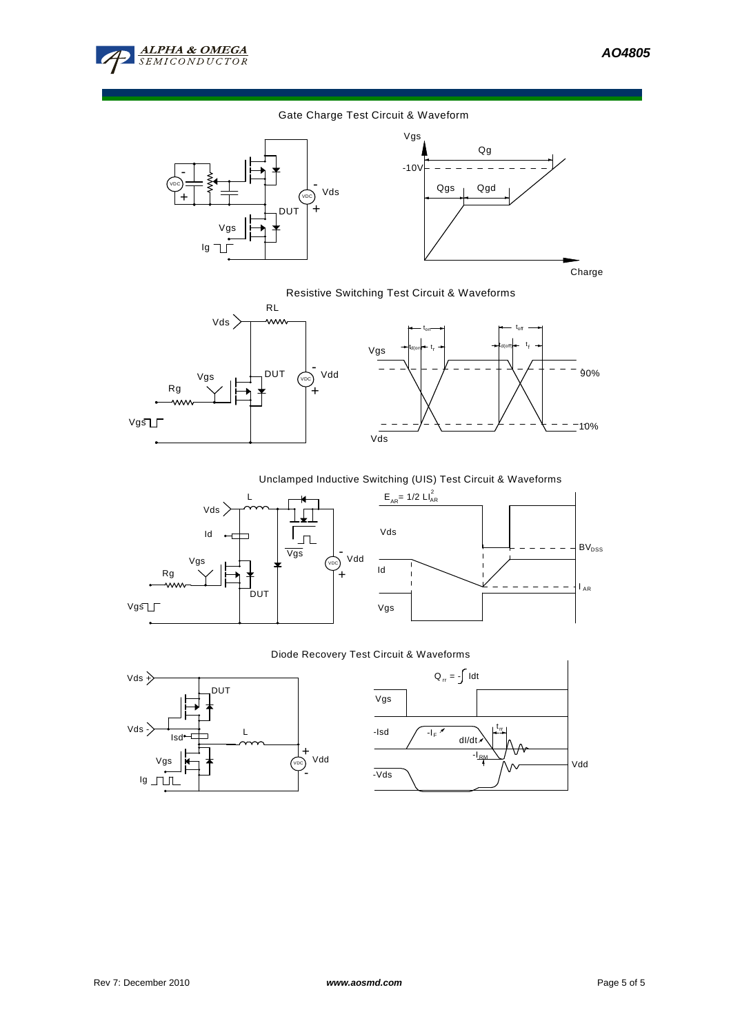## Gate Charge Test Circuit & Waveform

VDC

Vds

DUT

Vgs

Ig

Vgs

Qg

-10V

Qgs

Qgd

Charge

## Resistive Switching Test Circuit & Waveforms

RL

Vds

Vgs

Rg

DUT

VDC

Vdd

Vgs

$t_{on}$

$t_{d(on)}$

$t_r$

$t_{off}$

$t_{d(off)}$

$t_f$

Vgs

90%

10%

Vds

## Unclamped Inductive Switching (UIS) Test Circuit & Waveforms

L

Vds

Id

Vgs

Rg

DUT

Vgs

VDC

Vdd

Vgs

$E_{AR} = 1/2\ LI_{AR}^2$

Vds

Id

Vgs

$BV_{DSS}$

$I_{AR}$

## Diode Recovery Test Circuit & Waveforms

Vds +

DUT

Vds -

Isd

L

Vgs

Ig

VDC

Vdd

$Q_{rr} = -\int Idt$

Vgs

-Isd

$-I_F$

dI/dt

$t_{rr}$

$-I_{RM}$

-Vds

Vdd

Rev 7: December 2010

www.aosmd.com